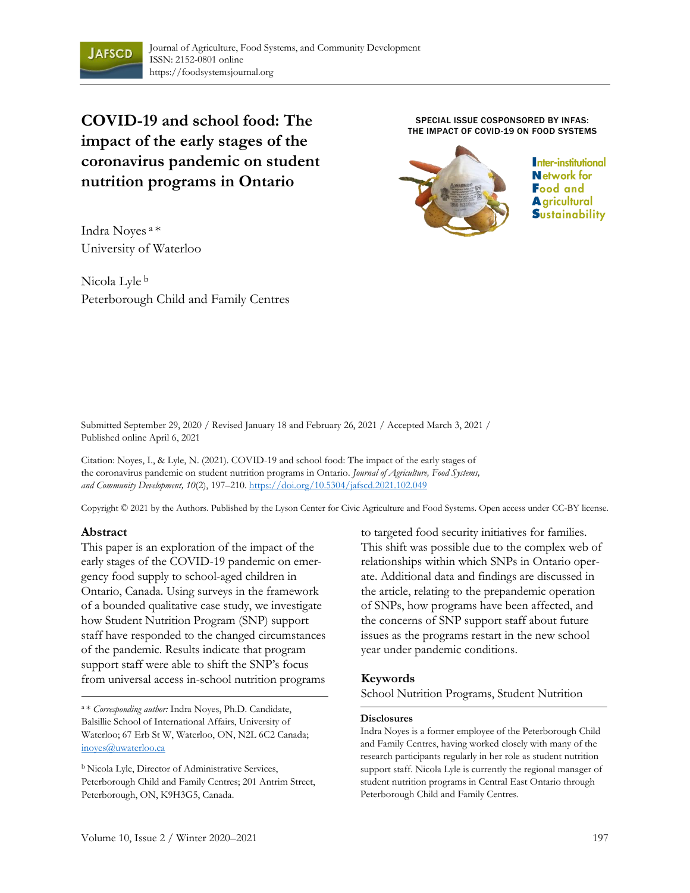# COVID-19 and school food: The impact of the early stages of the coronavirus pandemic on student nutrition programs in Ontario

SPECIAL ISSUE COSPONSORED BY INFAS: THE IMPACT OF COVID-19 ON FOOD SYSTEMS

Inter-institutional Network for Food and Agricultural Sustainability

Indra Noyes [a] *
University of Waterloo

Nicola Lyle [b]
Peterborough Child and Family Centres

Submitted September 29, 2020 / Revised January 18 and February 26, 2021 / Accepted March 3, 2021 / Published online April 6, 2021

Citation: Noyes, I., & Lyle, N. (2021). COVID-19 and school food: The impact of the early stages of the coronavirus pandemic on student nutrition programs in Ontario. *Journal of Agriculture, Food Systems, and Community Development, 10*(2), 197–210. https://doi.org/10.5304/jafscd.2021.102.049

Copyright © 2021 by the Authors. Published by the Lyson Center for Civic Agriculture and Food Systems. Open access under CC-BY license.

## Abstract

This paper is an exploration of the impact of the early stages of the COVID-19 pandemic on emergency food supply to school-aged children in Ontario, Canada. Using surveys in the framework of a bounded qualitative case study, we investigate how Student Nutrition Program (SNP) support staff have responded to the changed circumstances of the pandemic. Results indicate that program support staff were able to shift the SNP's focus from universal access in-school nutrition programs to targeted food security initiatives for families. This shift was possible due to the complex web of relationships within which SNPs in Ontario operate. Additional data and findings are discussed in the article, relating to the prepandemic operation of SNPs, how programs have been affected, and the concerns of SNP support staff about future issues as the programs restart in the new school year under pandemic conditions.

## Keywords

School Nutrition Programs, Student Nutrition

## Disclosures

Indra Noyes is a former employee of the Peterborough Child and Family Centres, having worked closely with many of the research participants regularly in her role as student nutrition support staff. Nicola Lyle is currently the regional manager of student nutrition programs in Central East Ontario through Peterborough Child and Family Centres.

---

[a] * *Corresponding author:* Indra Noyes, Ph.D. Candidate, Balsillie School of International Affairs, University of Waterloo; 67 Erb St W, Waterloo, ON, N2L 6C2 Canada; inoyes@uwaterloo.ca

[b] Nicola Lyle, Director of Administrative Services, Peterborough Child and Family Centres; 201 Antrim Street, Peterborough, ON, K9H3G5, Canada.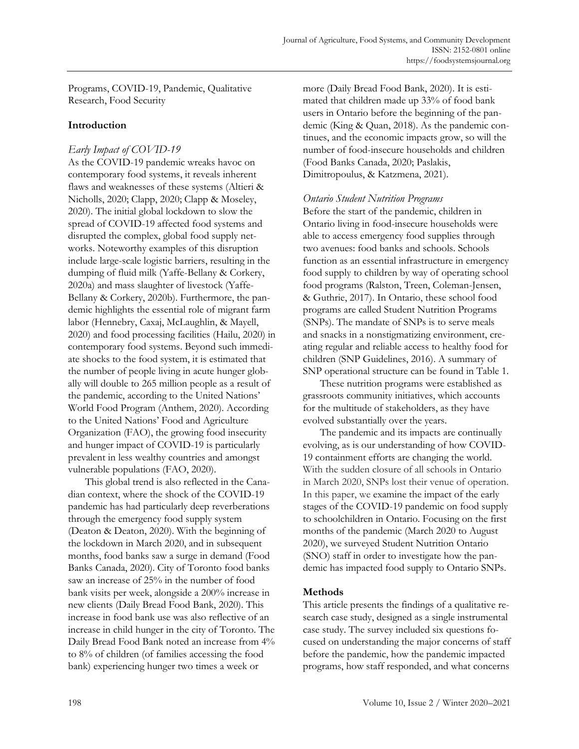Programs, COVID-19, Pandemic, Qualitative Research, Food Security

## Introduction

### *Early Impact of COVID-19*

As the COVID-19 pandemic wreaks havoc on contemporary food systems, it reveals inherent flaws and weaknesses of these systems (Altieri & Nicholls, 2020; Clapp, 2020; Clapp & Moseley, 2020). The initial global lockdown to slow the spread of COVID-19 affected food systems and disrupted the complex, global food supply networks. Noteworthy examples of this disruption include large-scale logistic barriers, resulting in the dumping of fluid milk (Yaffe-Bellany & Corkery, 2020a) and mass slaughter of livestock (Yaffe-Bellany & Corkery, 2020b). Furthermore, the pandemic highlights the essential role of migrant farm labor (Hennebry, Caxaj, McLaughlin, & Mayell, 2020) and food processing facilities (Hailu, 2020) in contemporary food systems. Beyond such immediate shocks to the food system, it is estimated that the number of people living in acute hunger globally will double to 265 million people as a result of the pandemic, according to the United Nations' World Food Program (Anthem, 2020). According to the United Nations' Food and Agriculture Organization (FAO), the growing food insecurity and hunger impact of COVID-19 is particularly prevalent in less wealthy countries and amongst vulnerable populations (FAO, 2020).

This global trend is also reflected in the Canadian context, where the shock of the COVID-19 pandemic has had particularly deep reverberations through the emergency food supply system (Deaton & Deaton, 2020). With the beginning of the lockdown in March 2020, and in subsequent months, food banks saw a surge in demand (Food Banks Canada, 2020). City of Toronto food banks saw an increase of 25% in the number of food bank visits per week, alongside a 200% increase in new clients (Daily Bread Food Bank, 2020). This increase in food bank use was also reflective of an increase in child hunger in the city of Toronto. The Daily Bread Food Bank noted an increase from 4% to 8% of children (of families accessing the food bank) experiencing hunger two times a week or more (Daily Bread Food Bank, 2020). It is estimated that children made up 33% of food bank users in Ontario before the beginning of the pandemic (King & Quan, 2018). As the pandemic continues, and the economic impacts grow, so will the number of food-insecure households and children (Food Banks Canada, 2020; Paslakis, Dimitropoulus, & Katzmena, 2021).

### *Ontario Student Nutrition Programs*

Before the start of the pandemic, children in Ontario living in food-insecure households were able to access emergency food supplies through two avenues: food banks and schools. Schools function as an essential infrastructure in emergency food supply to children by way of operating school food programs (Ralston, Treen, Coleman-Jensen, & Guthrie, 2017). In Ontario, these school food programs are called Student Nutrition Programs (SNPs). The mandate of SNPs is to serve meals and snacks in a nonstigmatizing environment, creating regular and reliable access to healthy food for children (SNP Guidelines, 2016). A summary of SNP operational structure can be found in Table 1.

These nutrition programs were established as grassroots community initiatives, which accounts for the multitude of stakeholders, as they have evolved substantially over the years.

The pandemic and its impacts are continually evolving, as is our understanding of how COVID-19 containment efforts are changing the world. With the sudden closure of all schools in Ontario in March 2020, SNPs lost their venue of operation. In this paper, we examine the impact of the early stages of the COVID-19 pandemic on food supply to schoolchildren in Ontario. Focusing on the first months of the pandemic (March 2020 to August 2020), we surveyed Student Nutrition Ontario (SNO) staff in order to investigate how the pandemic has impacted food supply to Ontario SNPs.

## Methods

This article presents the findings of a qualitative research case study, designed as a single instrumental case study. The survey included six questions focused on understanding the major concerns of staff before the pandemic, how the pandemic impacted programs, how staff responded, and what concerns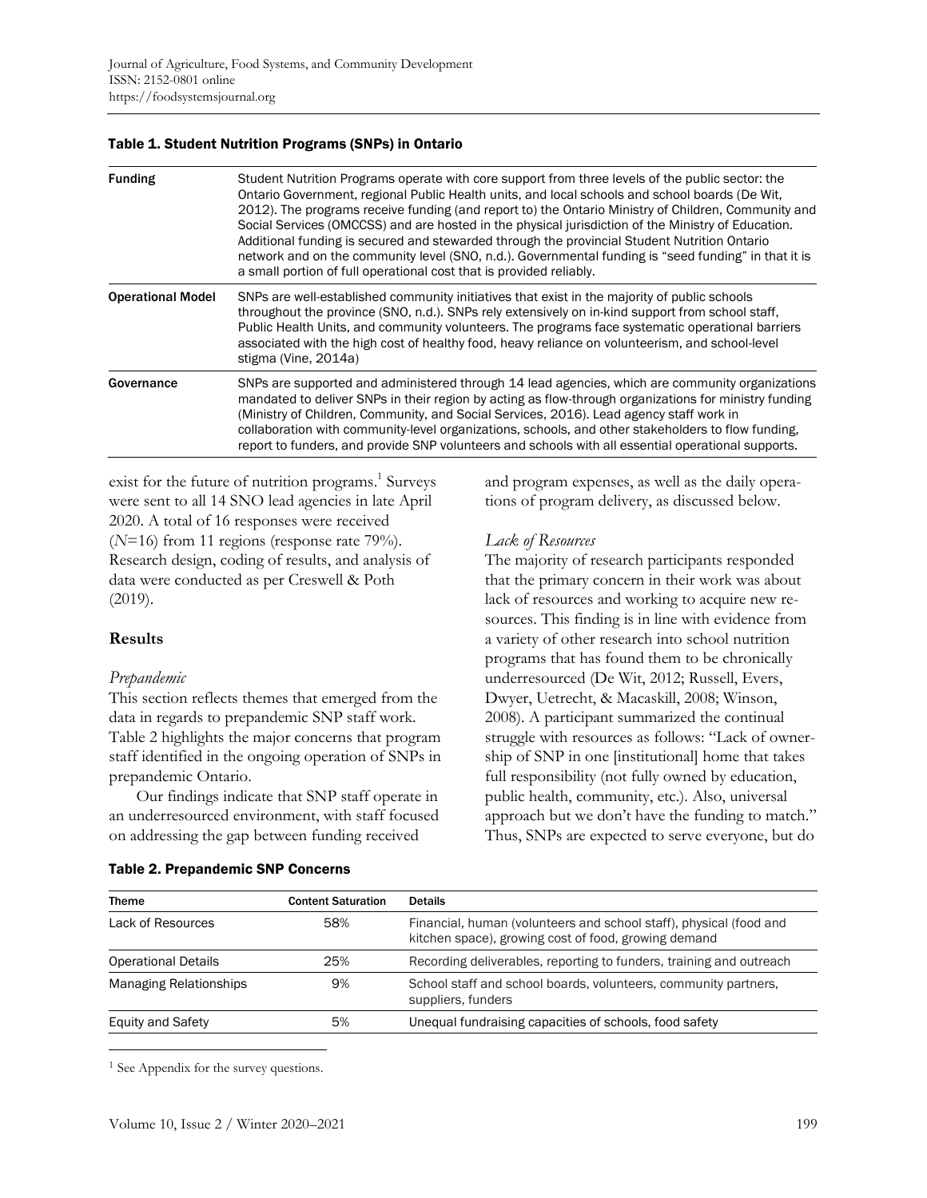**Table 1. Student Nutrition Programs (SNPs) in Ontario**

| | |
|---|---|
| **Funding** | Student Nutrition Programs operate with core support from three levels of the public sector: the Ontario Government, regional Public Health units, and local schools and school boards (De Wit, 2012). The programs receive funding (and report to) the Ontario Ministry of Children, Community and Social Services (OMCCSS) and are hosted in the physical jurisdiction of the Ministry of Education. Additional funding is secured and stewarded through the provincial Student Nutrition Ontario network and on the community level (SNO, n.d.). Governmental funding is "seed funding" in that it is a small portion of full operational cost that is provided reliably. |
| **Operational Model** | SNPs are well-established community initiatives that exist in the majority of public schools throughout the province (SNO, n.d.). SNPs rely extensively on in-kind support from school staff, Public Health Units, and community volunteers. The programs face systematic operational barriers associated with the high cost of healthy food, heavy reliance on volunteerism, and school-level stigma (Vine, 2014a) |
| **Governance** | SNPs are supported and administered through 14 lead agencies, which are community organizations mandated to deliver SNPs in their region by acting as flow-through organizations for ministry funding (Ministry of Children, Community, and Social Services, 2016). Lead agency staff work in collaboration with community-level organizations, schools, and other stakeholders to flow funding, report to funders, and provide SNP volunteers and schools with all essential operational supports. |

exist for the future of nutrition programs.[1] Surveys were sent to all 14 SNO lead agencies in late April 2020. A total of 16 responses were received ($N$=16) from 11 regions (response rate 79%). Research design, coding of results, and analysis of data were conducted as per Creswell & Poth (2019).

## Results

### *Prepandemic*

This section reflects themes that emerged from the data in regards to prepandemic SNP staff work. Table 2 highlights the major concerns that program staff identified in the ongoing operation of SNPs in prepandemic Ontario.

Our findings indicate that SNP staff operate in an underresourced environment, with staff focused on addressing the gap between funding received and program expenses, as well as the daily operations of program delivery, as discussed below.

**Table 2. Prepandemic SNP Concerns**

| Theme | Content Saturation | Details |
|---|---|---|
| Lack of Resources | 58% | Financial, human (volunteers and school staff), physical (food and kitchen space), growing cost of food, growing demand |
| Operational Details | 25% | Recording deliverables, reporting to funders, training and outreach |
| Managing Relationships | 9% | School staff and school boards, volunteers, community partners, suppliers, funders |
| Equity and Safety | 5% | Unequal fundraising capacities of schools, food safety |

### *Lack of Resources*

The majority of research participants responded that the primary concern in their work was about lack of resources and working to acquire new resources. This finding is in line with evidence from a variety of other research into school nutrition programs that has found them to be chronically underresourced (De Wit, 2012; Russell, Evers, Dwyer, Uetrecht, & Macaskill, 2008; Winson, 2008). A participant summarized the continual struggle with resources as follows: "Lack of ownership of SNP in one [institutional] home that takes full responsibility (not fully owned by education, public health, community, etc.). Also, universal approach but we don't have the funding to match." Thus, SNPs are expected to serve everyone, but do

[1] See Appendix for the survey questions.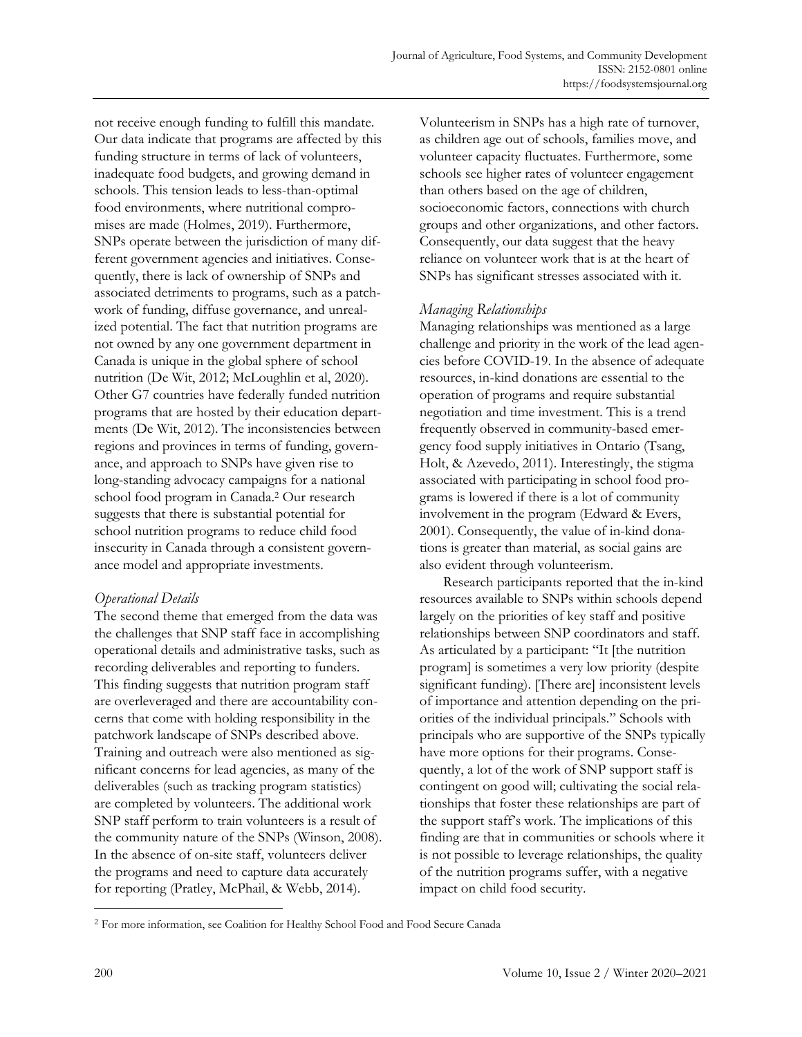not receive enough funding to fulfill this mandate. Our data indicate that programs are affected by this funding structure in terms of lack of volunteers, inadequate food budgets, and growing demand in schools. This tension leads to less-than-optimal food environments, where nutritional compromises are made (Holmes, 2019). Furthermore, SNPs operate between the jurisdiction of many different government agencies and initiatives. Consequently, there is lack of ownership of SNPs and associated detriments to programs, such as a patchwork of funding, diffuse governance, and unrealized potential. The fact that nutrition programs are not owned by any one government department in Canada is unique in the global sphere of school nutrition (De Wit, 2012; McLoughlin et al, 2020). Other G7 countries have federally funded nutrition programs that are hosted by their education departments (De Wit, 2012). The inconsistencies between regions and provinces in terms of funding, governance, and approach to SNPs have given rise to long-standing advocacy campaigns for a national school food program in Canada.[2] Our research suggests that there is substantial potential for school nutrition programs to reduce child food insecurity in Canada through a consistent governance model and appropriate investments.

### *Operational Details*

The second theme that emerged from the data was the challenges that SNP staff face in accomplishing operational details and administrative tasks, such as recording deliverables and reporting to funders. This finding suggests that nutrition program staff are overleveraged and there are accountability concerns that come with holding responsibility in the patchwork landscape of SNPs described above. Training and outreach were also mentioned as significant concerns for lead agencies, as many of the deliverables (such as tracking program statistics) are completed by volunteers. The additional work SNP staff perform to train volunteers is a result of the community nature of the SNPs (Winson, 2008). In the absence of on-site staff, volunteers deliver the programs and need to capture data accurately for reporting (Pratley, McPhail, & Webb, 2014). Volunteerism in SNPs has a high rate of turnover, as children age out of schools, families move, and volunteer capacity fluctuates. Furthermore, some schools see higher rates of volunteer engagement than others based on the age of children, socioeconomic factors, connections with church groups and other organizations, and other factors. Consequently, our data suggest that the heavy reliance on volunteer work that is at the heart of SNPs has significant stresses associated with it.

### *Managing Relationships*

Managing relationships was mentioned as a large challenge and priority in the work of the lead agencies before COVID-19. In the absence of adequate resources, in-kind donations are essential to the operation of programs and require substantial negotiation and time investment. This is a trend frequently observed in community-based emergency food supply initiatives in Ontario (Tsang, Holt, & Azevedo, 2011). Interestingly, the stigma associated with participating in school food programs is lowered if there is a lot of community involvement in the program (Edward & Evers, 2001). Consequently, the value of in-kind donations is greater than material, as social gains are also evident through volunteerism.

Research participants reported that the in-kind resources available to SNPs within schools depend largely on the priorities of key staff and positive relationships between SNP coordinators and staff. As articulated by a participant: "It [the nutrition program] is sometimes a very low priority (despite significant funding). [There are] inconsistent levels of importance and attention depending on the priorities of the individual principals." Schools with principals who are supportive of the SNPs typically have more options for their programs. Consequently, a lot of the work of SNP support staff is contingent on good will; cultivating the social relationships that foster these relationships are part of the support staff's work. The implications of this finding are that in communities or schools where it is not possible to leverage relationships, the quality of the nutrition programs suffer, with a negative impact on child food security.

[2] For more information, see Coalition for Healthy School Food and Food Secure Canada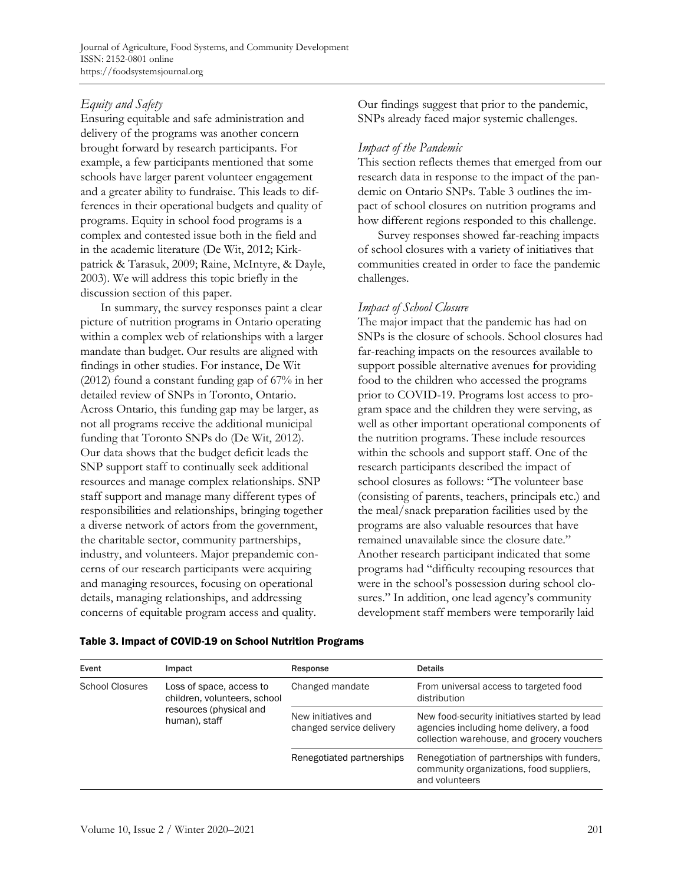### *Equity and Safety*

Ensuring equitable and safe administration and delivery of the programs was another concern brought forward by research participants. For example, a few participants mentioned that some schools have larger parent volunteer engagement and a greater ability to fundraise. This leads to differences in their operational budgets and quality of programs. Equity in school food programs is a complex and contested issue both in the field and in the academic literature (De Wit, 2012; Kirkpatrick & Tarasuk, 2009; Raine, McIntyre, & Dayle, 2003). We will address this topic briefly in the discussion section of this paper.

In summary, the survey responses paint a clear picture of nutrition programs in Ontario operating within a complex web of relationships with a larger mandate than budget. Our results are aligned with findings in other studies. For instance, De Wit (2012) found a constant funding gap of 67% in her detailed review of SNPs in Toronto, Ontario. Across Ontario, this funding gap may be larger, as not all programs receive the additional municipal funding that Toronto SNPs do (De Wit, 2012). Our data shows that the budget deficit leads the SNP support staff to continually seek additional resources and manage complex relationships. SNP staff support and manage many different types of responsibilities and relationships, bringing together a diverse network of actors from the government, the charitable sector, community partnerships, industry, and volunteers. Major prepandemic concerns of our research participants were acquiring and managing resources, focusing on operational details, managing relationships, and addressing concerns of equitable program access and quality. Our findings suggest that prior to the pandemic, SNPs already faced major systemic challenges.

### *Impact of the Pandemic*

This section reflects themes that emerged from our research data in response to the impact of the pandemic on Ontario SNPs. Table 3 outlines the impact of school closures on nutrition programs and how different regions responded to this challenge.

Survey responses showed far-reaching impacts of school closures with a variety of initiatives that communities created in order to face the pandemic challenges.

### *Impact of School Closure*

The major impact that the pandemic has had on SNPs is the closure of schools. School closures had far-reaching impacts on the resources available to support possible alternative avenues for providing food to the children who accessed the programs prior to COVID-19. Programs lost access to program space and the children they were serving, as well as other important operational components of the nutrition programs. These include resources within the schools and support staff. One of the research participants described the impact of school closures as follows: "The volunteer base (consisting of parents, teachers, principals etc.) and the meal/snack preparation facilities used by the programs are also valuable resources that have remained unavailable since the closure date." Another research participant indicated that some programs had "difficulty recouping resources that were in the school's possession during school closures." In addition, one lead agency's community development staff members were temporarily laid

**Table 3. Impact of COVID-19 on School Nutrition Programs**

| Event | Impact | Response | Details |
|---|---|---|---|
| School Closures | Loss of space, access to children, volunteers, school resources (physical and human), staff | Changed mandate | From universal access to targeted food distribution |
| | | New initiatives and changed service delivery | New food-security initiatives started by lead agencies including home delivery, a food collection warehouse, and grocery vouchers |
| | | Renegotiated partnerships | Renegotiation of partnerships with funders, community organizations, food suppliers, and volunteers |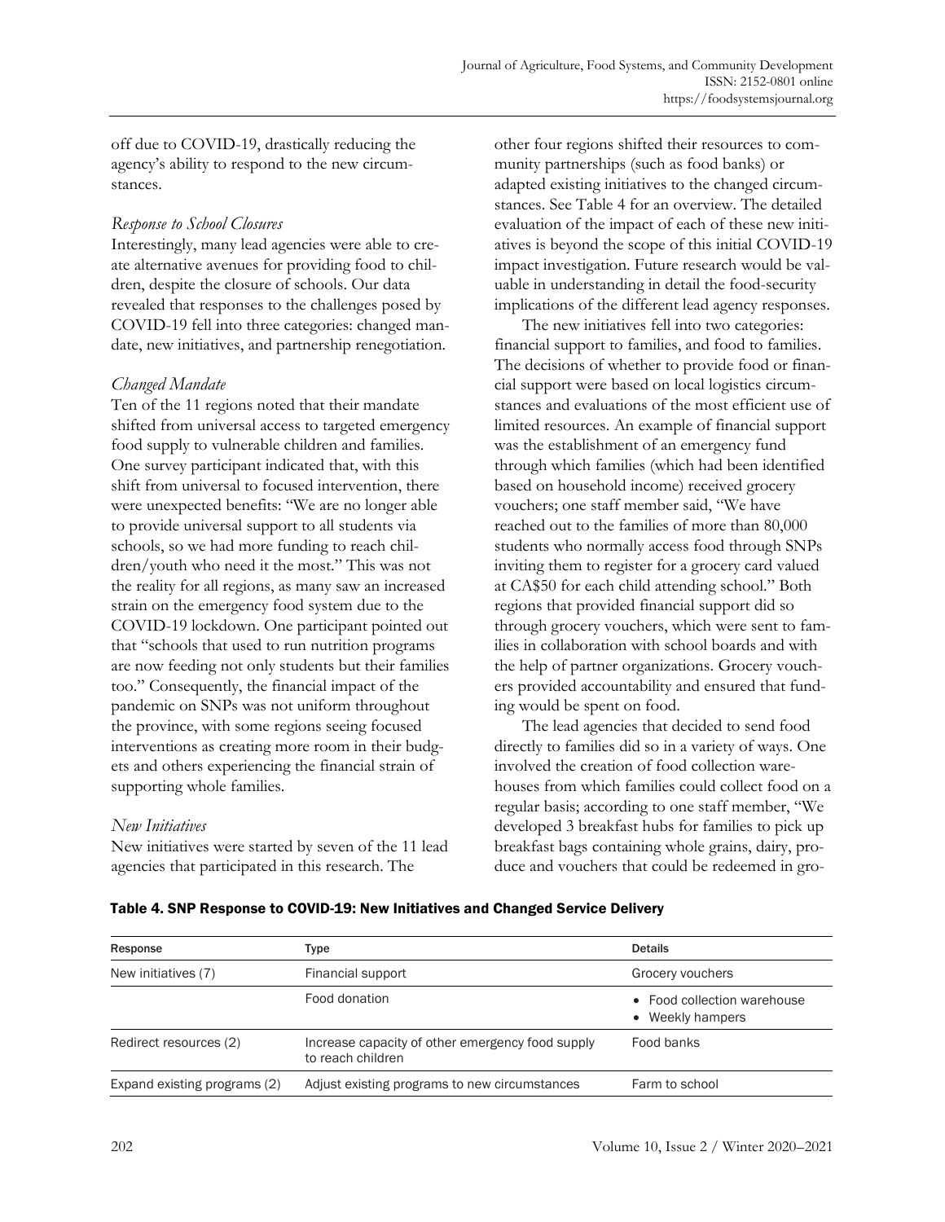off due to COVID-19, drastically reducing the agency's ability to respond to the new circumstances.

*Response to School Closures*

Interestingly, many lead agencies were able to create alternative avenues for providing food to children, despite the closure of schools. Our data revealed that responses to the challenges posed by COVID-19 fell into three categories: changed mandate, new initiatives, and partnership renegotiation.

*Changed Mandate*

Ten of the 11 regions noted that their mandate shifted from universal access to targeted emergency food supply to vulnerable children and families. One survey participant indicated that, with this shift from universal to focused intervention, there were unexpected benefits: "We are no longer able to provide universal support to all students via schools, so we had more funding to reach children/youth who need it the most." This was not the reality for all regions, as many saw an increased strain on the emergency food system due to the COVID-19 lockdown. One participant pointed out that "schools that used to run nutrition programs are now feeding not only students but their families too." Consequently, the financial impact of the pandemic on SNPs was not uniform throughout the province, with some regions seeing focused interventions as creating more room in their budgets and others experiencing the financial strain of supporting whole families.

*New Initiatives*

New initiatives were started by seven of the 11 lead agencies that participated in this research. The other four regions shifted their resources to community partnerships (such as food banks) or adapted existing initiatives to the changed circumstances. See Table 4 for an overview. The detailed evaluation of the impact of each of these new initiatives is beyond the scope of this initial COVID-19 impact investigation. Future research would be valuable in understanding in detail the food-security implications of the different lead agency responses.

The new initiatives fell into two categories: financial support to families, and food to families. The decisions of whether to provide food or financial support were based on local logistics circumstances and evaluations of the most efficient use of limited resources. An example of financial support was the establishment of an emergency fund through which families (which had been identified based on household income) received grocery vouchers; one staff member said, "We have reached out to the families of more than 80,000 students who normally access food through SNPs inviting them to register for a grocery card valued at CA$50 for each child attending school." Both regions that provided financial support did so through grocery vouchers, which were sent to families in collaboration with school boards and with the help of partner organizations. Grocery vouchers provided accountability and ensured that funding would be spent on food.

The lead agencies that decided to send food directly to families did so in a variety of ways. One involved the creation of food collection warehouses from which families could collect food on a regular basis; according to one staff member, "We developed 3 breakfast hubs for families to pick up breakfast bags containing whole grains, dairy, produce and vouchers that could be redeemed in gro-

**Table 4. SNP Response to COVID-19: New Initiatives and Changed Service Delivery**

| Response | Type | Details |
|---|---|---|
| New initiatives (7) | Financial support | Grocery vouchers |
| | Food donation | • Food collection warehouse<br>• Weekly hampers |
| Redirect resources (2) | Increase capacity of other emergency food supply to reach children | Food banks |
| Expand existing programs (2) | Adjust existing programs to new circumstances | Farm to school |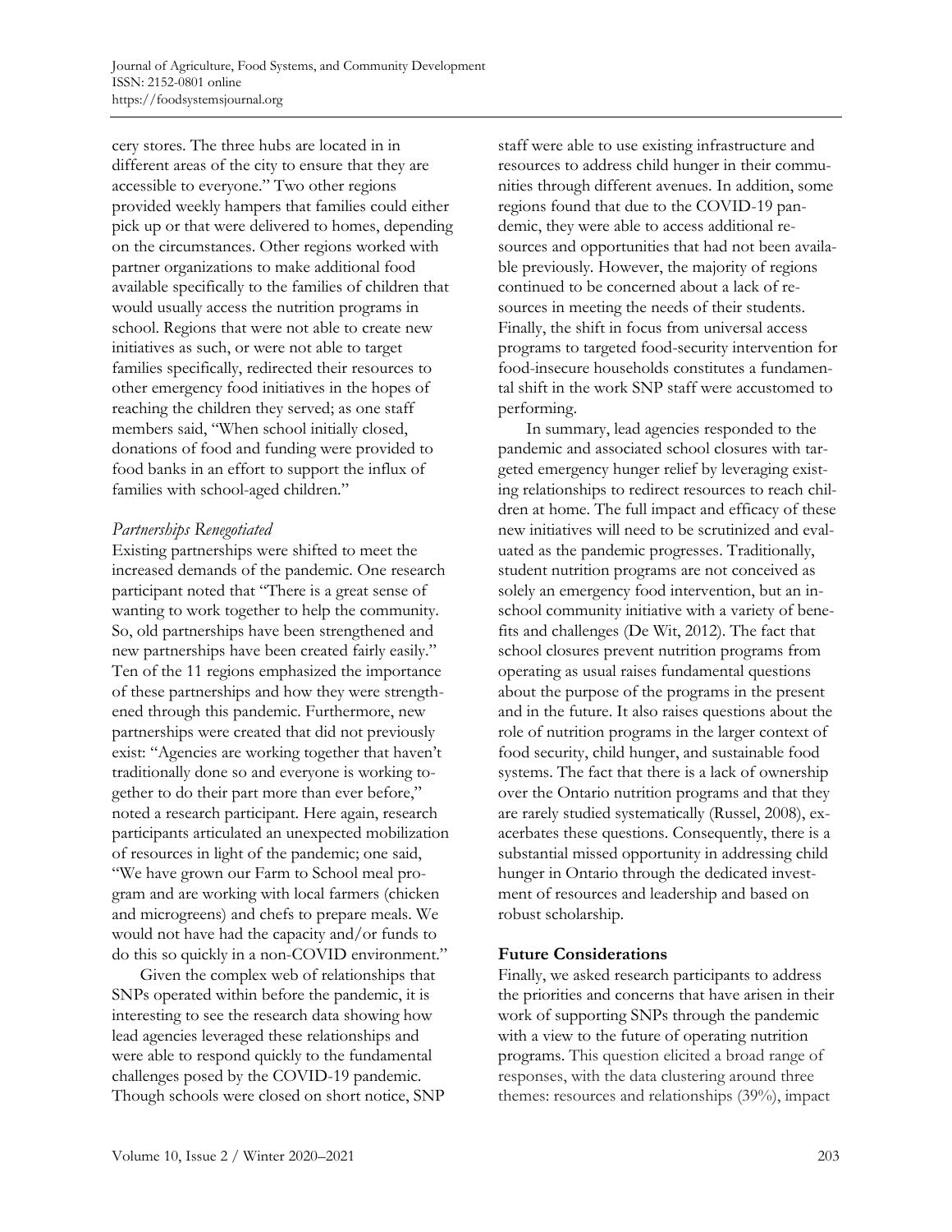cery stores. The three hubs are located in in different areas of the city to ensure that they are accessible to everyone." Two other regions provided weekly hampers that families could either pick up or that were delivered to homes, depending on the circumstances. Other regions worked with partner organizations to make additional food available specifically to the families of children that would usually access the nutrition programs in school. Regions that were not able to create new initiatives as such, or were not able to target families specifically, redirected their resources to other emergency food initiatives in the hopes of reaching the children they served; as one staff members said, "When school initially closed, donations of food and funding were provided to food banks in an effort to support the influx of families with school-aged children."

### *Partnerships Renegotiated*

Existing partnerships were shifted to meet the increased demands of the pandemic. One research participant noted that "There is a great sense of wanting to work together to help the community. So, old partnerships have been strengthened and new partnerships have been created fairly easily." Ten of the 11 regions emphasized the importance of these partnerships and how they were strengthened through this pandemic. Furthermore, new partnerships were created that did not previously exist: "Agencies are working together that haven't traditionally done so and everyone is working together to do their part more than ever before," noted a research participant. Here again, research participants articulated an unexpected mobilization of resources in light of the pandemic; one said, "We have grown our Farm to School meal program and are working with local farmers (chicken and microgreens) and chefs to prepare meals. We would not have had the capacity and/or funds to do this so quickly in a non-COVID environment."

Given the complex web of relationships that SNPs operated within before the pandemic, it is interesting to see the research data showing how lead agencies leveraged these relationships and were able to respond quickly to the fundamental challenges posed by the COVID-19 pandemic. Though schools were closed on short notice, SNP staff were able to use existing infrastructure and resources to address child hunger in their communities through different avenues. In addition, some regions found that due to the COVID-19 pandemic, they were able to access additional resources and opportunities that had not been available previously. However, the majority of regions continued to be concerned about a lack of resources in meeting the needs of their students. Finally, the shift in focus from universal access programs to targeted food-security intervention for food-insecure households constitutes a fundamental shift in the work SNP staff were accustomed to performing.

In summary, lead agencies responded to the pandemic and associated school closures with targeted emergency hunger relief by leveraging existing relationships to redirect resources to reach children at home. The full impact and efficacy of these new initiatives will need to be scrutinized and evaluated as the pandemic progresses. Traditionally, student nutrition programs are not conceived as solely an emergency food intervention, but an in-school community initiative with a variety of benefits and challenges (De Wit, 2012). The fact that school closures prevent nutrition programs from operating as usual raises fundamental questions about the purpose of the programs in the present and in the future. It also raises questions about the role of nutrition programs in the larger context of food security, child hunger, and sustainable food systems. The fact that there is a lack of ownership over the Ontario nutrition programs and that they are rarely studied systematically (Russel, 2008), exacerbates these questions. Consequently, there is a substantial missed opportunity in addressing child hunger in Ontario through the dedicated investment of resources and leadership and based on robust scholarship.

## Future Considerations

Finally, we asked research participants to address the priorities and concerns that have arisen in their work of supporting SNPs through the pandemic with a view to the future of operating nutrition programs. This question elicited a broad range of responses, with the data clustering around three themes: resources and relationships (39%), impact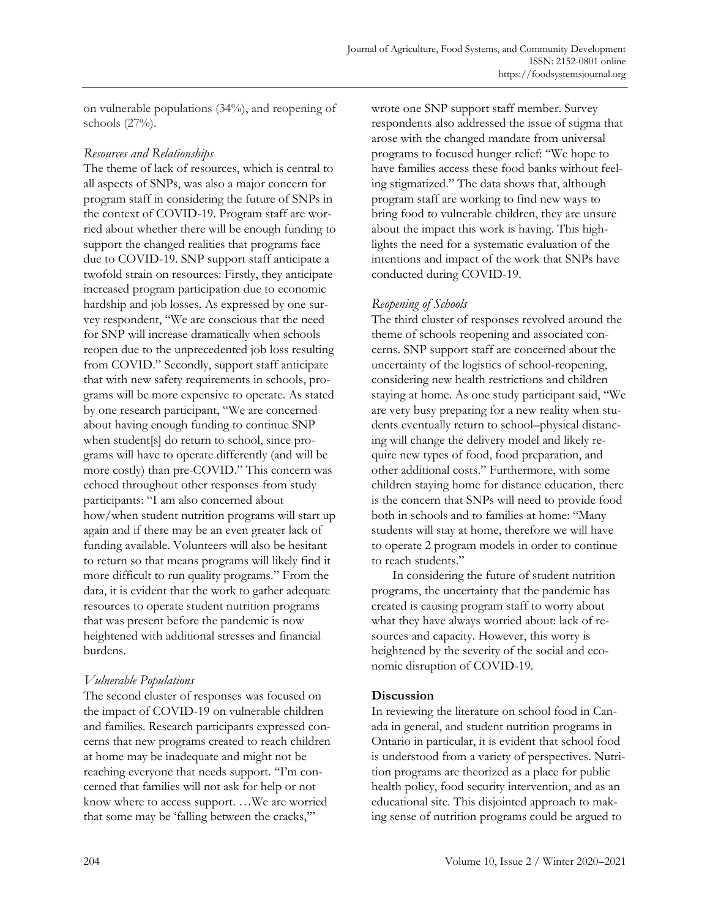on vulnerable populations (34%), and reopening of schools (27%).

*Resources and Relationships*

The theme of lack of resources, which is central to all aspects of SNPs, was also a major concern for program staff in considering the future of SNPs in the context of COVID-19. Program staff are worried about whether there will be enough funding to support the changed realities that programs face due to COVID-19. SNP support staff anticipate a twofold strain on resources: Firstly, they anticipate increased program participation due to economic hardship and job losses. As expressed by one survey respondent, "We are conscious that the need for SNP will increase dramatically when schools reopen due to the unprecedented job loss resulting from COVID." Secondly, support staff anticipate that with new safety requirements in schools, programs will be more expensive to operate. As stated by one research participant, "We are concerned about having enough funding to continue SNP when student[s] do return to school, since programs will have to operate differently (and will be more costly) than pre-COVID." This concern was echoed throughout other responses from study participants: "I am also concerned about how/when student nutrition programs will start up again and if there may be an even greater lack of funding available. Volunteers will also be hesitant to return so that means programs will likely find it more difficult to run quality programs." From the data, it is evident that the work to gather adequate resources to operate student nutrition programs that was present before the pandemic is now heightened with additional stresses and financial burdens.

*Vulnerable Populations*

The second cluster of responses was focused on the impact of COVID-19 on vulnerable children and families. Research participants expressed concerns that new programs created to reach children at home may be inadequate and might not be reaching everyone that needs support. "I'm concerned that families will not ask for help or not know where to access support. …We are worried that some may be 'falling between the cracks,'" wrote one SNP support staff member. Survey respondents also addressed the issue of stigma that arose with the changed mandate from universal programs to focused hunger relief: "We hope to have families access these food banks without feeling stigmatized." The data shows that, although program staff are working to find new ways to bring food to vulnerable children, they are unsure about the impact this work is having. This highlights the need for a systematic evaluation of the intentions and impact of the work that SNPs have conducted during COVID-19.

*Reopening of Schools*

The third cluster of responses revolved around the theme of schools reopening and associated concerns. SNP support staff are concerned about the uncertainty of the logistics of school-reopening, considering new health restrictions and children staying at home. As one study participant said, "We are very busy preparing for a new reality when students eventually return to school–physical distancing will change the delivery model and likely require new types of food, food preparation, and other additional costs." Furthermore, with some children staying home for distance education, there is the concern that SNPs will need to provide food both in schools and to families at home: "Many students will stay at home, therefore we will have to operate 2 program models in order to continue to reach students."

In considering the future of student nutrition programs, the uncertainty that the pandemic has created is causing program staff to worry about what they have always worried about: lack of resources and capacity. However, this worry is heightened by the severity of the social and economic disruption of COVID-19.

## Discussion

In reviewing the literature on school food in Canada in general, and student nutrition programs in Ontario in particular, it is evident that school food is understood from a variety of perspectives. Nutrition programs are theorized as a place for public health policy, food security intervention, and as an educational site. This disjointed approach to making sense of nutrition programs could be argued to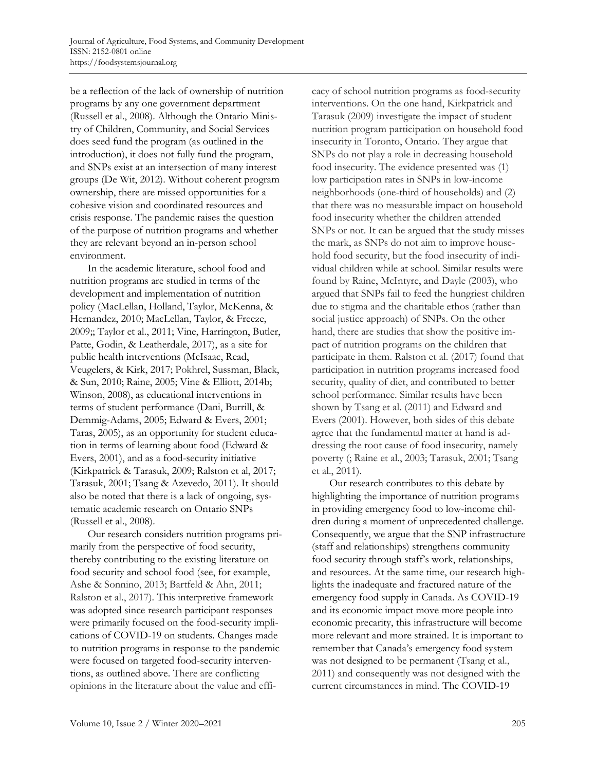be a reflection of the lack of ownership of nutrition programs by any one government department (Russell et al., 2008). Although the Ontario Ministry of Children, Community, and Social Services does seed fund the program (as outlined in the introduction), it does not fully fund the program, and SNPs exist at an intersection of many interest groups (De Wit, 2012). Without coherent program ownership, there are missed opportunities for a cohesive vision and coordinated resources and crisis response. The pandemic raises the question of the purpose of nutrition programs and whether they are relevant beyond an in-person school environment.

In the academic literature, school food and nutrition programs are studied in terms of the development and implementation of nutrition policy (MacLellan, Holland, Taylor, McKenna, & Hernandez, 2010; MacLellan, Taylor, & Freeze, 2009;; Taylor et al., 2011; Vine, Harrington, Butler, Patte, Godin, & Leatherdale, 2017), as a site for public health interventions (McIsaac, Read, Veugelers, & Kirk, 2017; Pokhrel, Sussman, Black, & Sun, 2010; Raine, 2005; Vine & Elliott, 2014b; Winson, 2008), as educational interventions in terms of student performance (Dani, Burrill, & Demmig-Adams, 2005; Edward & Evers, 2001; Taras, 2005), as an opportunity for student education in terms of learning about food (Edward & Evers, 2001), and as a food-security initiative (Kirkpatrick & Tarasuk, 2009; Ralston et al, 2017; Tarasuk, 2001; Tsang & Azevedo, 2011). It should also be noted that there is a lack of ongoing, systematic academic research on Ontario SNPs (Russell et al., 2008).

Our research considers nutrition programs primarily from the perspective of food security, thereby contributing to the existing literature on food security and school food (see, for example, Ashe & Sonnino, 2013; Bartfeld & Ahn, 2011; Ralston et al., 2017). This interpretive framework was adopted since research participant responses were primarily focused on the food-security implications of COVID-19 on students. Changes made to nutrition programs in response to the pandemic were focused on targeted food-security interventions, as outlined above. There are conflicting opinions in the literature about the value and efficacy of school nutrition programs as food-security interventions. On the one hand, Kirkpatrick and Tarasuk (2009) investigate the impact of student nutrition program participation on household food insecurity in Toronto, Ontario. They argue that SNPs do not play a role in decreasing household food insecurity. The evidence presented was (1) low participation rates in SNPs in low-income neighborhoods (one-third of households) and (2) that there was no measurable impact on household food insecurity whether the children attended SNPs or not. It can be argued that the study misses the mark, as SNPs do not aim to improve household food security, but the food insecurity of individual children while at school. Similar results were found by Raine, McIntyre, and Dayle (2003), who argued that SNPs fail to feed the hungriest children due to stigma and the charitable ethos (rather than social justice approach) of SNPs. On the other hand, there are studies that show the positive impact of nutrition programs on the children that participate in them. Ralston et al. (2017) found that participation in nutrition programs increased food security, quality of diet, and contributed to better school performance. Similar results have been shown by Tsang et al. (2011) and Edward and Evers (2001). However, both sides of this debate agree that the fundamental matter at hand is addressing the root cause of food insecurity, namely poverty (; Raine et al., 2003; Tarasuk, 2001; Tsang et al., 2011).

Our research contributes to this debate by highlighting the importance of nutrition programs in providing emergency food to low-income children during a moment of unprecedented challenge. Consequently, we argue that the SNP infrastructure (staff and relationships) strengthens community food security through staff's work, relationships, and resources. At the same time, our research highlights the inadequate and fractured nature of the emergency food supply in Canada. As COVID-19 and its economic impact move more people into economic precarity, this infrastructure will become more relevant and more strained. It is important to remember that Canada's emergency food system was not designed to be permanent (Tsang et al., 2011) and consequently was not designed with the current circumstances in mind. The COVID-19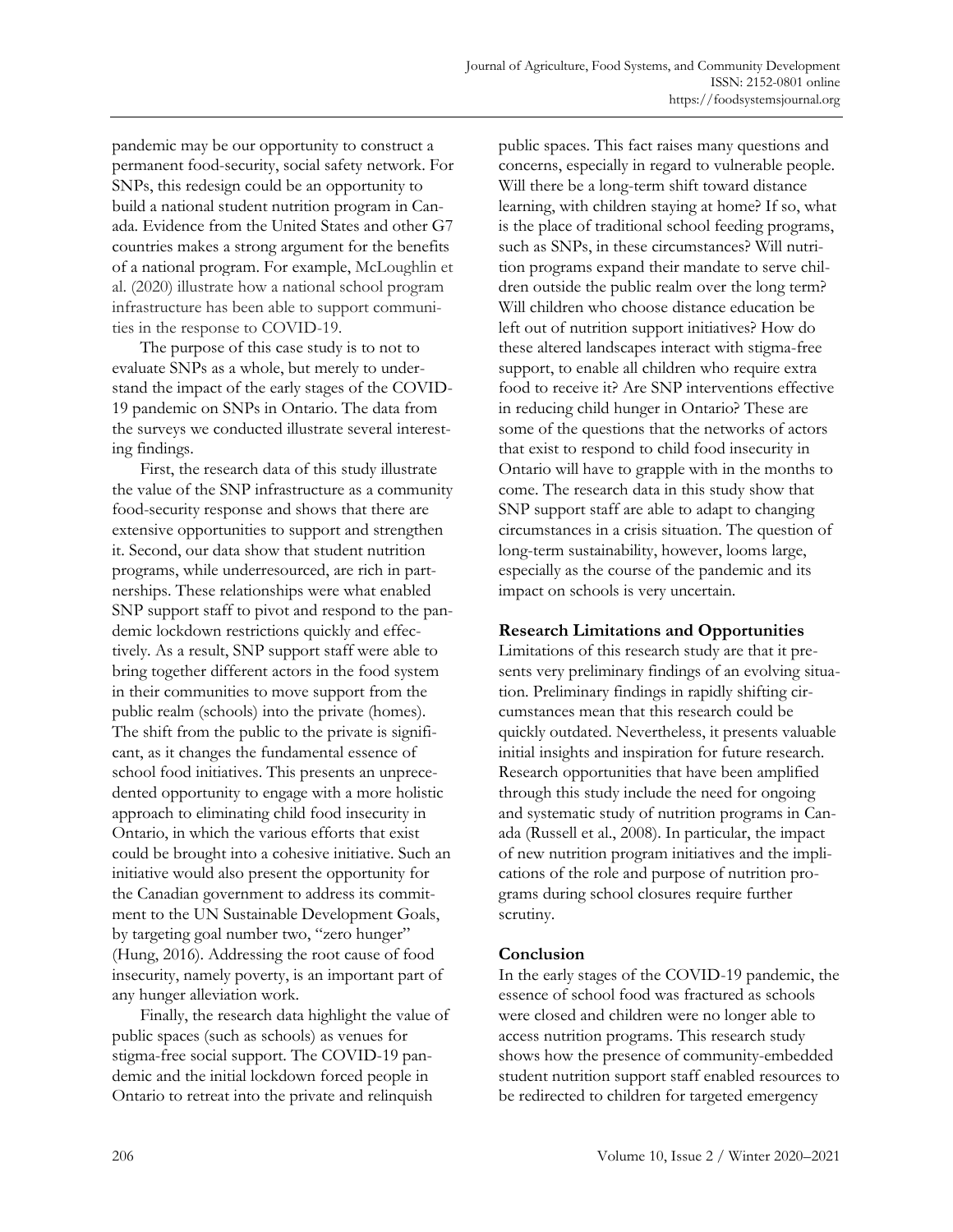pandemic may be our opportunity to construct a permanent food-security, social safety network. For SNPs, this redesign could be an opportunity to build a national student nutrition program in Canada. Evidence from the United States and other G7 countries makes a strong argument for the benefits of a national program. For example, McLoughlin et al. (2020) illustrate how a national school program infrastructure has been able to support communities in the response to COVID-19.

The purpose of this case study is to not to evaluate SNPs as a whole, but merely to understand the impact of the early stages of the COVID-19 pandemic on SNPs in Ontario. The data from the surveys we conducted illustrate several interesting findings.

First, the research data of this study illustrate the value of the SNP infrastructure as a community food-security response and shows that there are extensive opportunities to support and strengthen it. Second, our data show that student nutrition programs, while underresourced, are rich in partnerships. These relationships were what enabled SNP support staff to pivot and respond to the pandemic lockdown restrictions quickly and effectively. As a result, SNP support staff were able to bring together different actors in the food system in their communities to move support from the public realm (schools) into the private (homes). The shift from the public to the private is significant, as it changes the fundamental essence of school food initiatives. This presents an unprecedented opportunity to engage with a more holistic approach to eliminating child food insecurity in Ontario, in which the various efforts that exist could be brought into a cohesive initiative. Such an initiative would also present the opportunity for the Canadian government to address its commitment to the UN Sustainable Development Goals, by targeting goal number two, "zero hunger" (Hung, 2016). Addressing the root cause of food insecurity, namely poverty, is an important part of any hunger alleviation work.

Finally, the research data highlight the value of public spaces (such as schools) as venues for stigma-free social support. The COVID-19 pandemic and the initial lockdown forced people in Ontario to retreat into the private and relinquish public spaces. This fact raises many questions and concerns, especially in regard to vulnerable people. Will there be a long-term shift toward distance learning, with children staying at home? If so, what is the place of traditional school feeding programs, such as SNPs, in these circumstances? Will nutrition programs expand their mandate to serve children outside the public realm over the long term? Will children who choose distance education be left out of nutrition support initiatives? How do these altered landscapes interact with stigma-free support, to enable all children who require extra food to receive it? Are SNP interventions effective in reducing child hunger in Ontario? These are some of the questions that the networks of actors that exist to respond to child food insecurity in Ontario will have to grapple with in the months to come. The research data in this study show that SNP support staff are able to adapt to changing circumstances in a crisis situation. The question of long-term sustainability, however, looms large, especially as the course of the pandemic and its impact on schools is very uncertain.

## Research Limitations and Opportunities

Limitations of this research study are that it presents very preliminary findings of an evolving situation. Preliminary findings in rapidly shifting circumstances mean that this research could be quickly outdated. Nevertheless, it presents valuable initial insights and inspiration for future research. Research opportunities that have been amplified through this study include the need for ongoing and systematic study of nutrition programs in Canada (Russell et al., 2008). In particular, the impact of new nutrition program initiatives and the implications of the role and purpose of nutrition programs during school closures require further scrutiny.

## Conclusion

In the early stages of the COVID-19 pandemic, the essence of school food was fractured as schools were closed and children were no longer able to access nutrition programs. This research study shows how the presence of community-embedded student nutrition support staff enabled resources to be redirected to children for targeted emergency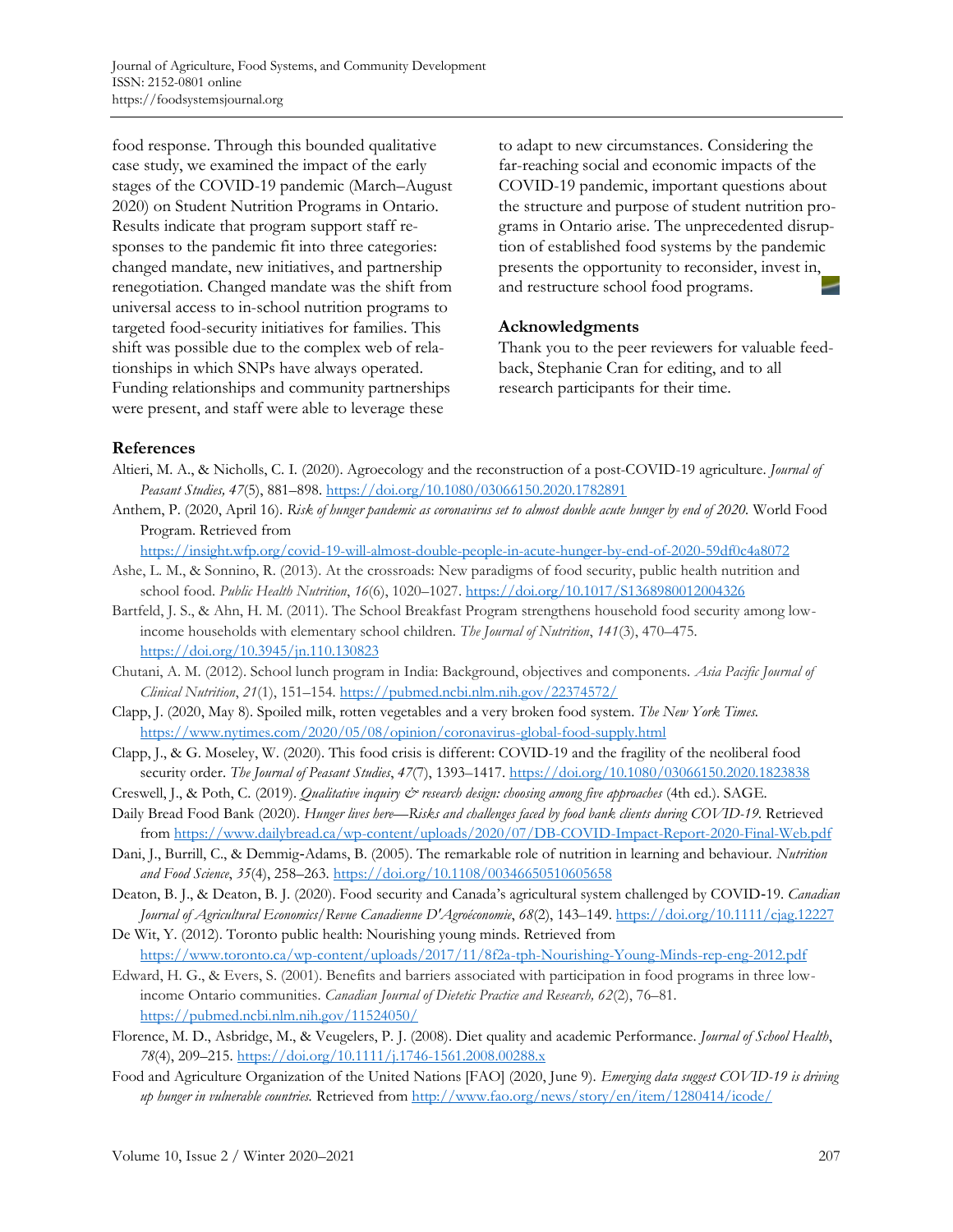food response. Through this bounded qualitative case study, we examined the impact of the early stages of the COVID-19 pandemic (March–August 2020) on Student Nutrition Programs in Ontario. Results indicate that program support staff responses to the pandemic fit into three categories: changed mandate, new initiatives, and partnership renegotiation. Changed mandate was the shift from universal access to in-school nutrition programs to targeted food-security initiatives for families. This shift was possible due to the complex web of relationships in which SNPs have always operated. Funding relationships and community partnerships were present, and staff were able to leverage these to adapt to new circumstances. Considering the far-reaching social and economic impacts of the COVID-19 pandemic, important questions about the structure and purpose of student nutrition programs in Ontario arise. The unprecedented disruption of established food systems by the pandemic presents the opportunity to reconsider, invest in, and restructure school food programs.

## Acknowledgments

Thank you to the peer reviewers for valuable feedback, Stephanie Cran for editing, and to all research participants for their time.

## References

Altieri, M. A., & Nicholls, C. I. (2020). Agroecology and the reconstruction of a post-COVID-19 agriculture. *Journal of Peasant Studies, 47*(5), 881–898. https://doi.org/10.1080/03066150.2020.1782891

Anthem, P. (2020, April 16). *Risk of hunger pandemic as coronavirus set to almost double acute hunger by end of 2020.* World Food Program. Retrieved from https://insight.wfp.org/covid-19-will-almost-double-people-in-acute-hunger-by-end-of-2020-59df0c4a8072

Ashe, L. M., & Sonnino, R. (2013). At the crossroads: New paradigms of food security, public health nutrition and school food. *Public Health Nutrition*, *16*(6), 1020–1027. https://doi.org/10.1017/S1368980012004326

Bartfeld, J. S., & Ahn, H. M. (2011). The School Breakfast Program strengthens household food security among low-income households with elementary school children. *The Journal of Nutrition*, *141*(3), 470–475. https://doi.org/10.3945/jn.110.130823

Chutani, A. M. (2012). School lunch program in India: Background, objectives and components. *Asia Pacific Journal of Clinical Nutrition*, *21*(1), 151–154. https://pubmed.ncbi.nlm.nih.gov/22374572/

Clapp, J. (2020, May 8). Spoiled milk, rotten vegetables and a very broken food system. *The New York Times.* https://www.nytimes.com/2020/05/08/opinion/coronavirus-global-food-supply.html

Clapp, J., & G. Moseley, W. (2020). This food crisis is different: COVID-19 and the fragility of the neoliberal food security order. *The Journal of Peasant Studies*, *47*(7), 1393–1417. https://doi.org/10.1080/03066150.2020.1823838

Creswell, J., & Poth, C. (2019). *Qualitative inquiry & research design: choosing among five approaches* (4th ed.). SAGE.

Daily Bread Food Bank (2020). *Hunger lives here—Risks and challenges faced by food bank clients during COVID-19.* Retrieved from https://www.dailybread.ca/wp-content/uploads/2020/07/DB-COVID-Impact-Report-2020-Final-Web.pdf

Dani, J., Burrill, C., & Demmig-Adams, B. (2005). The remarkable role of nutrition in learning and behaviour. *Nutrition and Food Science*, *35*(4), 258–263. https://doi.org/10.1108/00346650510605658

Deaton, B. J., & Deaton, B. J. (2020). Food security and Canada's agricultural system challenged by COVID-19. *Canadian Journal of Agricultural Economics/Revue Canadienne D'Agroéconomie*, *68*(2), 143–149. https://doi.org/10.1111/cjag.12227

De Wit, Y. (2012). Toronto public health: Nourishing young minds. Retrieved from https://www.toronto.ca/wp-content/uploads/2017/11/8f2a-tph-Nourishing-Young-Minds-rep-eng-2012.pdf

Edward, H. G., & Evers, S. (2001). Benefits and barriers associated with participation in food programs in three low-income Ontario communities. *Canadian Journal of Dietetic Practice and Research, 62*(2), 76–81. https://pubmed.ncbi.nlm.nih.gov/11524050/

Florence, M. D., Asbridge, M., & Veugelers, P. J. (2008). Diet quality and academic Performance. *Journal of School Health*, *78*(4), 209–215. https://doi.org/10.1111/j.1746-1561.2008.00288.x

Food and Agriculture Organization of the United Nations [FAO] (2020, June 9). *Emerging data suggest COVID-19 is driving up hunger in vulnerable countries.* Retrieved from http://www.fao.org/news/story/en/item/1280414/icode/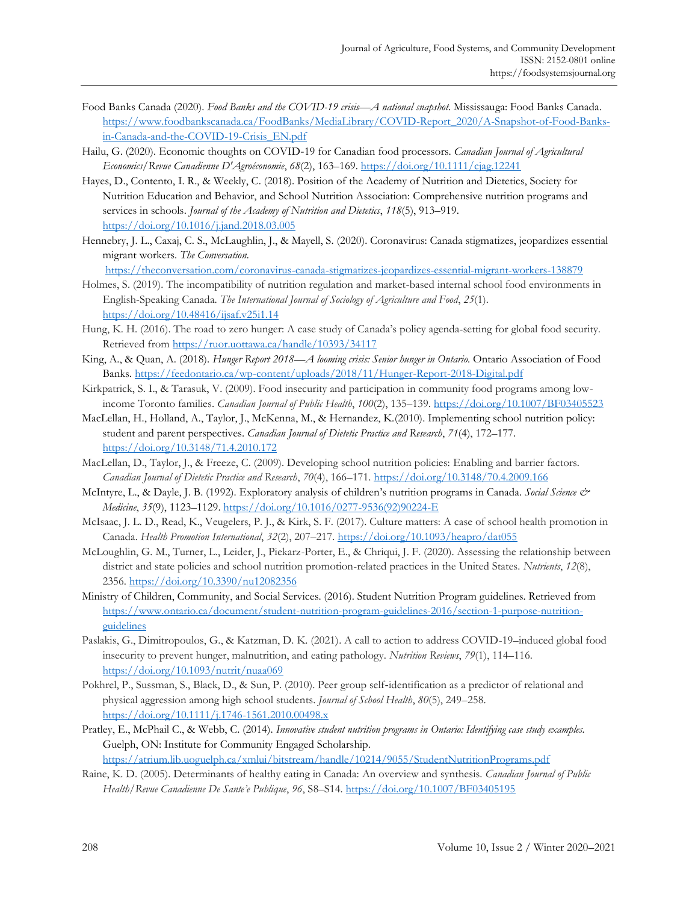Food Banks Canada (2020). *Food Banks and the COVID-19 crisis—A national snapshot*. Mississauga: Food Banks Canada. https://www.foodbankscanada.ca/FoodBanks/MediaLibrary/COVID-Report_2020/A-Snapshot-of-Food-Banks-in-Canada-and-the-COVID-19-Crisis_EN.pdf

Hailu, G. (2020). Economic thoughts on COVID-19 for Canadian food processors. *Canadian Journal of Agricultural Economics/Revue Canadienne D'Agroéconomie*, *68*(2), 163–169. https://doi.org/10.1111/cjag.12241

Hayes, D., Contento, I. R., & Weekly, C. (2018). Position of the Academy of Nutrition and Dietetics, Society for Nutrition Education and Behavior, and School Nutrition Association: Comprehensive nutrition programs and services in schools. *Journal of the Academy of Nutrition and Dietetics*, *118*(5), 913–919. https://doi.org/10.1016/j.jand.2018.03.005

Hennebry, J. L., Caxaj, C. S., McLaughlin, J., & Mayell, S. (2020). Coronavirus: Canada stigmatizes, jeopardizes essential migrant workers. *The Conversation.* https://theconversation.com/coronavirus-canada-stigmatizes-jeopardizes-essential-migrant-workers-138879

Holmes, S. (2019). The incompatibility of nutrition regulation and market-based internal school food environments in English-Speaking Canada. *The International Journal of Sociology of Agriculture and Food*, *25*(1). https://doi.org/10.48416/ijsaf.v25i1.14

Hung, K. H. (2016). The road to zero hunger: A case study of Canada's policy agenda-setting for global food security. Retrieved from https://ruor.uottawa.ca/handle/10393/34117

King, A., & Quan, A. (2018). *Hunger Report 2018—A looming crisis: Senior hunger in Ontario.* Ontario Association of Food Banks. https://feedontario.ca/wp-content/uploads/2018/11/Hunger-Report-2018-Digital.pdf

Kirkpatrick, S. I., & Tarasuk, V. (2009). Food insecurity and participation in community food programs among low-income Toronto families. *Canadian Journal of Public Health*, *100*(2), 135–139. https://doi.org/10.1007/BF03405523

MacLellan, H., Holland, A., Taylor, J., McKenna, M., & Hernandez, K.(2010). Implementing school nutrition policy: student and parent perspectives. *Canadian Journal of Dietetic Practice and Research*, *71*(4), 172–177. https://doi.org/10.3148/71.4.2010.172

MacLellan, D., Taylor, J., & Freeze, C. (2009). Developing school nutrition policies: Enabling and barrier factors. *Canadian Journal of Dietetic Practice and Research*, *70*(4), 166–171. https://doi.org/10.3148/70.4.2009.166

McIntyre, L., & Dayle, J. B. (1992). Exploratory analysis of children's nutrition programs in Canada. *Social Science & Medicine*, *35*(9), 1123–1129. https://doi.org/10.1016/0277-9536(92)90224-E

McIsaac, J. L. D., Read, K., Veugelers, P. J., & Kirk, S. F. (2017). Culture matters: A case of school health promotion in Canada. *Health Promotion International*, *32*(2), 207–217. https://doi.org/10.1093/heapro/dat055

McLoughlin, G. M., Turner, L., Leider, J., Piekarz-Porter, E., & Chriqui, J. F. (2020). Assessing the relationship between district and state policies and school nutrition promotion-related practices in the United States. *Nutrients*, *12*(8), 2356. https://doi.org/10.3390/nu12082356

Ministry of Children, Community, and Social Services. (2016). Student Nutrition Program guidelines. Retrieved from https://www.ontario.ca/document/student-nutrition-program-guidelines-2016/section-1-purpose-nutrition-guidelines

Paslakis, G., Dimitropoulos, G., & Katzman, D. K. (2021). A call to action to address COVID-19–induced global food insecurity to prevent hunger, malnutrition, and eating pathology. *Nutrition Reviews*, *79*(1), 114–116. https://doi.org/10.1093/nutrit/nuaa069

Pokhrel, P., Sussman, S., Black, D., & Sun, P. (2010). Peer group self-identification as a predictor of relational and physical aggression among high school students. *Journal of School Health*, *80*(5), 249–258. https://doi.org/10.1111/j.1746-1561.2010.00498.x

Pratley, E., McPhail C., & Webb, C. (2014). *Innovative student nutrition programs in Ontario: Identifying case study examples.* Guelph, ON: Institute for Community Engaged Scholarship. https://atrium.lib.uoguelph.ca/xmlui/bitstream/handle/10214/9055/StudentNutritionPrograms.pdf

Raine, K. D. (2005). Determinants of healthy eating in Canada: An overview and synthesis. *Canadian Journal of Public Health/Revue Canadienne De Sante'e Publique*, *96*, S8–S14. https://doi.org/10.1007/BF03405195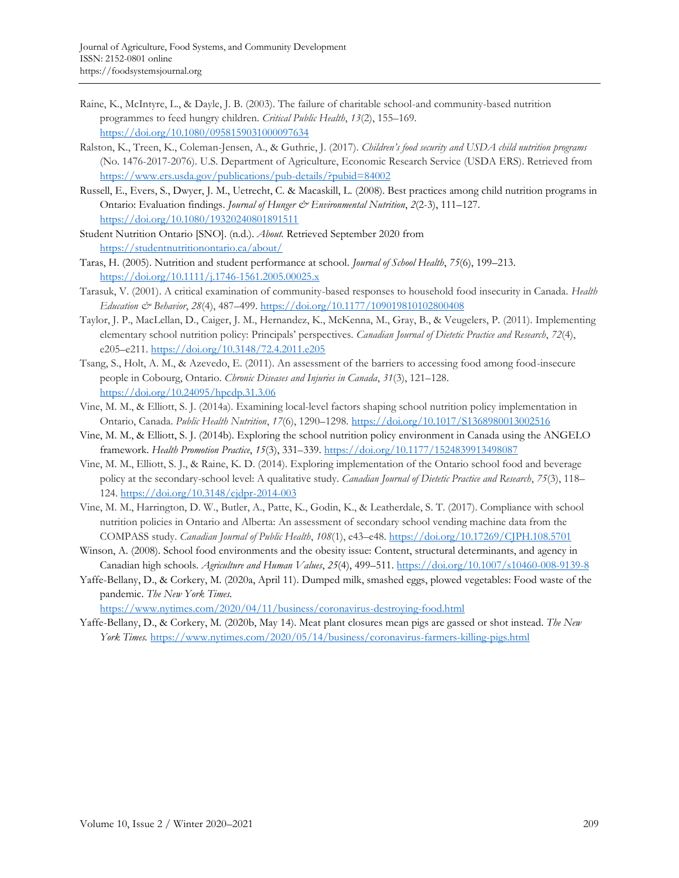Raine, K., McIntyre, L., & Dayle, J. B. (2003). The failure of charitable school-and community-based nutrition programmes to feed hungry children. *Critical Public Health*, *13*(2), 155–169. https://doi.org/10.1080/0958159031000097634

Ralston, K., Treen, K., Coleman-Jensen, A., & Guthrie, J. (2017). *Children's food security and USDA child nutrition programs* (No. 1476-2017-2076). U.S. Department of Agriculture, Economic Research Service (USDA ERS). Retrieved from https://www.ers.usda.gov/publications/pub-details/?pubid=84002

Russell, E., Evers, S., Dwyer, J. M., Uetrecht, C. & Macaskill, L. (2008). Best practices among child nutrition programs in Ontario: Evaluation findings. *Journal of Hunger & Environmental Nutrition*, *2*(2-3), 111–127. https://doi.org/10.1080/19320240801891511

Student Nutrition Ontario [SNO]. (n.d.). *About.* Retrieved September 2020 from https://studentnutritionontario.ca/about/

Taras, H. (2005). Nutrition and student performance at school. *Journal of School Health*, *75*(6), 199–213. https://doi.org/10.1111/j.1746-1561.2005.00025.x

Tarasuk, V. (2001). A critical examination of community-based responses to household food insecurity in Canada. *Health Education & Behavior*, *28*(4), 487–499. https://doi.org/10.1177/109019810102800408

Taylor, J. P., MacLellan, D., Caiger, J. M., Hernandez, K., McKenna, M., Gray, B., & Veugelers, P. (2011). Implementing elementary school nutrition policy: Principals' perspectives. *Canadian Journal of Dietetic Practice and Research*, *72*(4), e205–e211. https://doi.org/10.3148/72.4.2011.e205

Tsang, S., Holt, A. M., & Azevedo, E. (2011). An assessment of the barriers to accessing food among food-insecure people in Cobourg, Ontario. *Chronic Diseases and Injuries in Canada*, *31*(3), 121–128. https://doi.org/10.24095/hpcdp.31.3.06

Vine, M. M., & Elliott, S. J. (2014a). Examining local-level factors shaping school nutrition policy implementation in Ontario, Canada. *Public Health Nutrition*, *17*(6), 1290–1298. https://doi.org/10.1017/S1368980013002516

Vine, M. M., & Elliott, S. J. (2014b). Exploring the school nutrition policy environment in Canada using the ANGELO framework. *Health Promotion Practice*, *15*(3), 331–339. https://doi.org/10.1177/1524839913498087

Vine, M. M., Elliott, S. J., & Raine, K. D. (2014). Exploring implementation of the Ontario school food and beverage policy at the secondary-school level: A qualitative study. *Canadian Journal of Dietetic Practice and Research*, *75*(3), 118–124. https://doi.org/10.3148/cjdpr-2014-003

Vine, M. M., Harrington, D. W., Butler, A., Patte, K., Godin, K., & Leatherdale, S. T. (2017). Compliance with school nutrition policies in Ontario and Alberta: An assessment of secondary school vending machine data from the COMPASS study. *Canadian Journal of Public Health*, *108*(1), e43–e48. https://doi.org/10.17269/CJPH.108.5701

Winson, A. (2008). School food environments and the obesity issue: Content, structural determinants, and agency in Canadian high schools. *Agriculture and Human Values*, *25*(4), 499–511. https://doi.org/10.1007/s10460-008-9139-8

Yaffe-Bellany, D., & Corkery, M. (2020a, April 11). Dumped milk, smashed eggs, plowed vegetables: Food waste of the pandemic. *The New York Times.* https://www.nytimes.com/2020/04/11/business/coronavirus-destroying-food.html

Yaffe-Bellany, D., & Corkery, M. (2020b, May 14). Meat plant closures mean pigs are gassed or shot instead. *The New York Times.* https://www.nytimes.com/2020/05/14/business/coronavirus-farmers-killing-pigs.html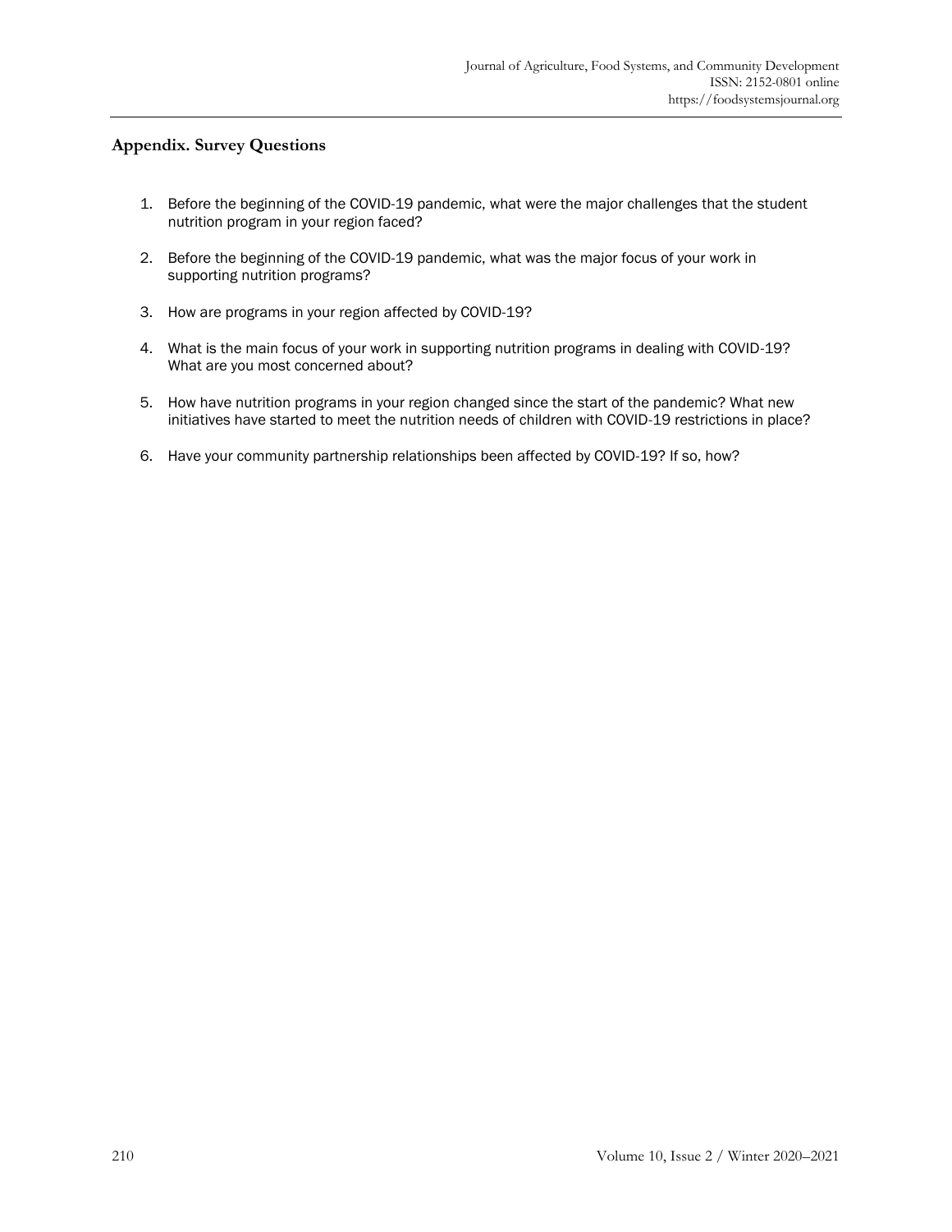## Appendix. Survey Questions

1. Before the beginning of the COVID-19 pandemic, what were the major challenges that the student nutrition program in your region faced?

2. Before the beginning of the COVID-19 pandemic, what was the major focus of your work in supporting nutrition programs?

3. How are programs in your region affected by COVID-19?

4. What is the main focus of your work in supporting nutrition programs in dealing with COVID-19? What are you most concerned about?

5. How have nutrition programs in your region changed since the start of the pandemic? What new initiatives have started to meet the nutrition needs of children with COVID-19 restrictions in place?

6. Have your community partnership relationships been affected by COVID-19? If so, how?